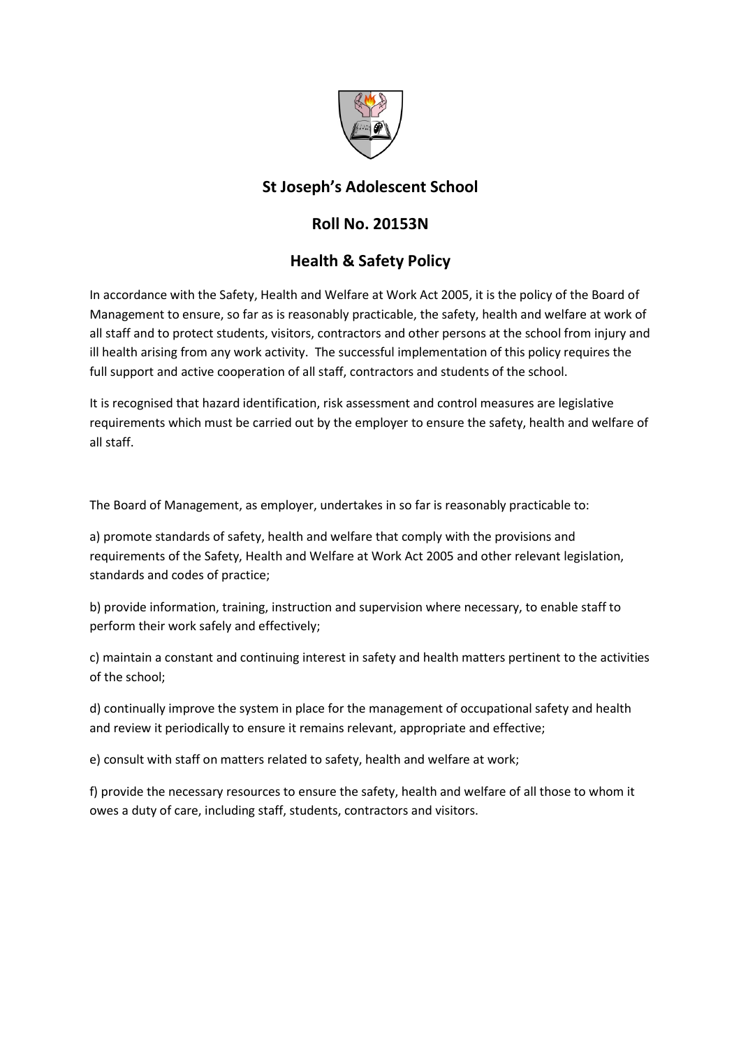# St Joseph's Adolescent School

## Roll No. 20153N

## Health & Safety Policy

In accordance with the Safety, Health and Welfare at Work Act 2005, it is the policy of the Board of Management to ensure, so far as is reasonably practicable, the safety, health and welfare at work of all staff and to protect students, visitors, contractors and other persons at the school from injury and ill health arising from any work activity. The successful implementation of this policy requires the full support and active cooperation of all staff, contractors and students of the school.

It is recognised that hazard identification, risk assessment and control measures are legislative requirements which must be carried out by the employer to ensure the safety, health and welfare of all staff.

The Board of Management, as employer, undertakes in so far is reasonably practicable to:

a) promote standards of safety, health and welfare that comply with the provisions and requirements of the Safety, Health and Welfare at Work Act 2005 and other relevant legislation, standards and codes of practice;

b) provide information, training, instruction and supervision where necessary, to enable staff to perform their work safely and effectively;

c) maintain a constant and continuing interest in safety and health matters pertinent to the activities of the school;

d) continually improve the system in place for the management of occupational safety and health and review it periodically to ensure it remains relevant, appropriate and effective;

e) consult with staff on matters related to safety, health and welfare at work;

f) provide the necessary resources to ensure the safety, health and welfare of all those to whom it owes a duty of care, including staff, students, contractors and visitors.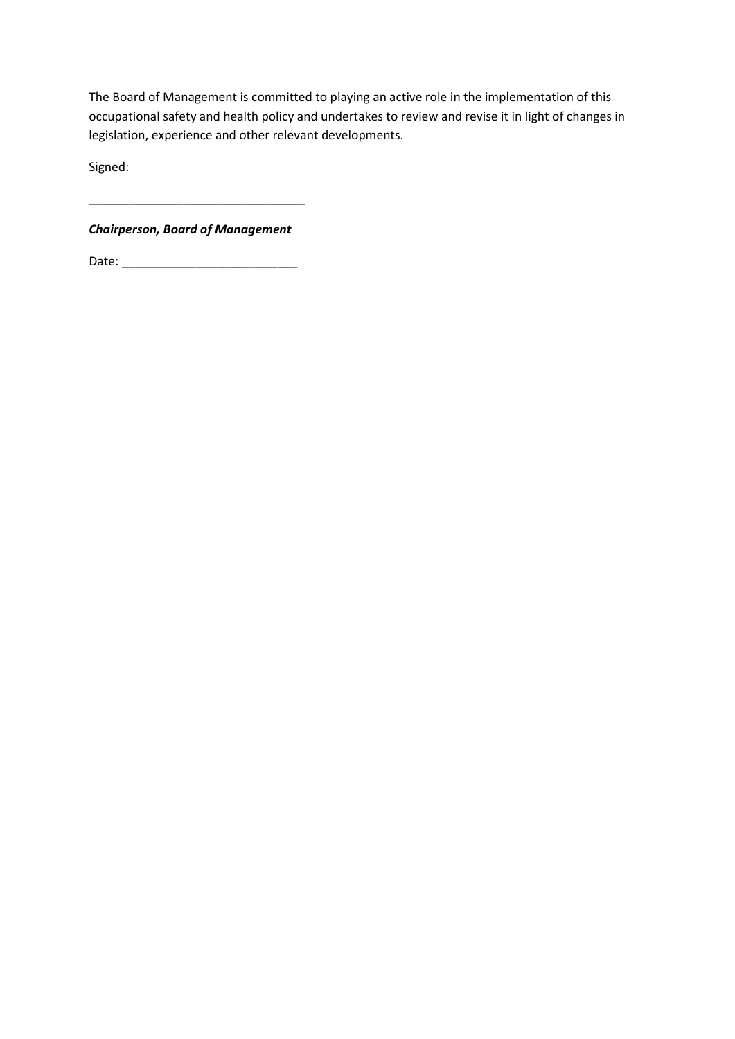The Board of Management is committed to playing an active role in the implementation of this occupational safety and health policy and undertakes to review and revise it in light of changes in legislation, experience and other relevant developments.

Signed:

_________________________________

***Chairperson, Board of Management***

Date: ___________________________